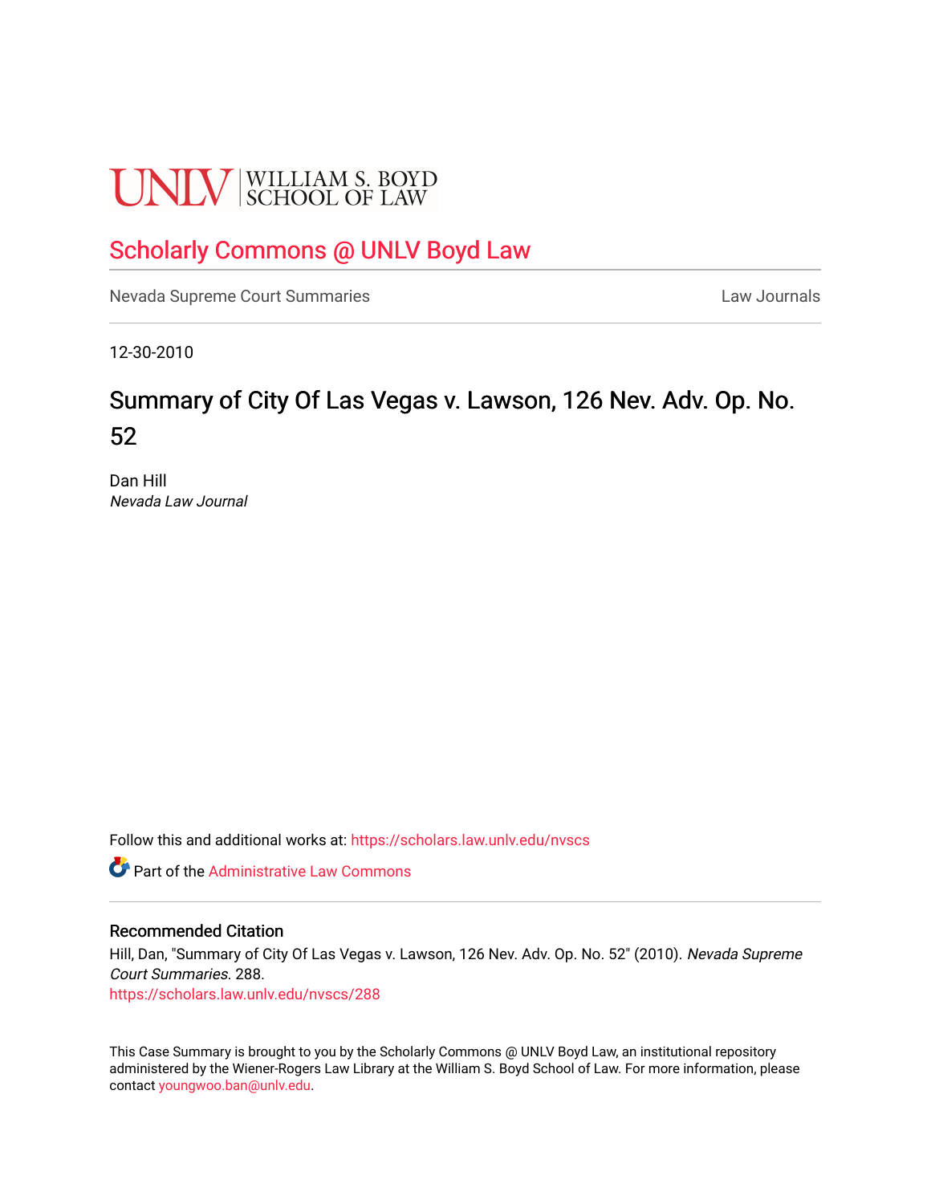UNLV | WILLIAM S. BOYD SCHOOL OF LAW

Scholarly Commons @ UNLV Boyd Law

Nevada Supreme Court Summaries

Law Journals

12-30-2010

# Summary of City Of Las Vegas v. Lawson, 126 Nev. Adv. Op. No. 52

Dan Hill
*Nevada Law Journal*

Follow this and additional works at: https://scholars.law.unlv.edu/nvscs

Part of the Administrative Law Commons

## Recommended Citation

Hill, Dan, "Summary of City Of Las Vegas v. Lawson, 126 Nev. Adv. Op. No. 52" (2010). *Nevada Supreme Court Summaries*. 288.
https://scholars.law.unlv.edu/nvscs/288

This Case Summary is brought to you by the Scholarly Commons @ UNLV Boyd Law, an institutional repository administered by the Wiener-Rogers Law Library at the William S. Boyd School of Law. For more information, please contact youngwoo.ban@unlv.edu.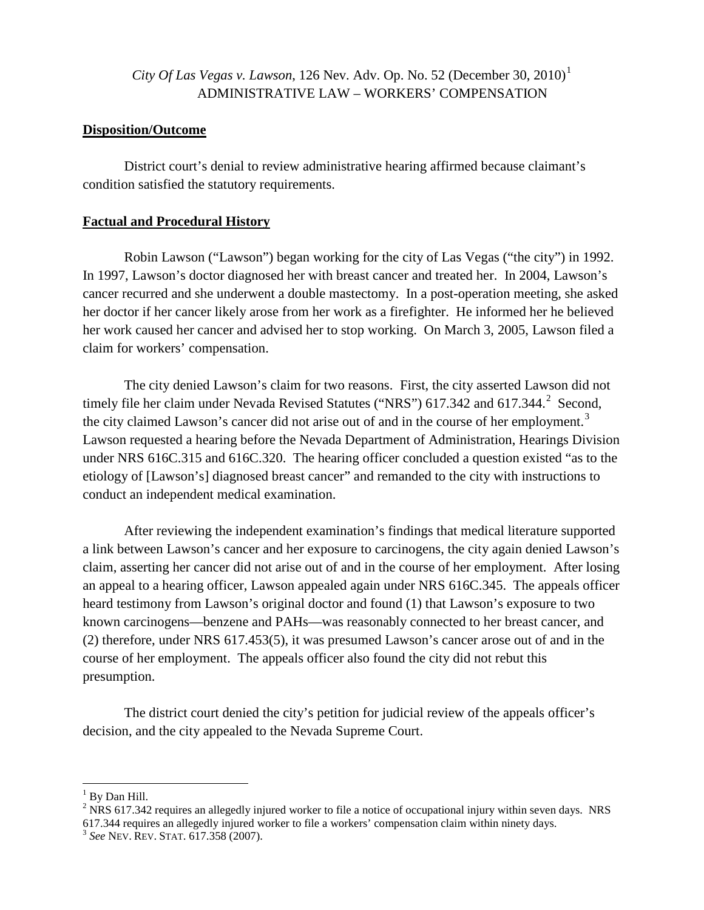*City Of Las Vegas v. Lawson*, 126 Nev. Adv. Op. No. 52 (December 30, 2010)[1]
ADMINISTRATIVE LAW – WORKERS' COMPENSATION

**Disposition/Outcome**

District court's denial to review administrative hearing affirmed because claimant's condition satisfied the statutory requirements.

**Factual and Procedural History**

Robin Lawson ("Lawson") began working for the city of Las Vegas ("the city") in 1992. In 1997, Lawson's doctor diagnosed her with breast cancer and treated her. In 2004, Lawson's cancer recurred and she underwent a double mastectomy. In a post-operation meeting, she asked her doctor if her cancer likely arose from her work as a firefighter. He informed her he believed her work caused her cancer and advised her to stop working. On March 3, 2005, Lawson filed a claim for workers' compensation.

The city denied Lawson's claim for two reasons. First, the city asserted Lawson did not timely file her claim under Nevada Revised Statutes ("NRS") 617.342 and 617.344.[2] Second, the city claimed Lawson's cancer did not arise out of and in the course of her employment.[3] Lawson requested a hearing before the Nevada Department of Administration, Hearings Division under NRS 616C.315 and 616C.320. The hearing officer concluded a question existed "as to the etiology of [Lawson's] diagnosed breast cancer" and remanded to the city with instructions to conduct an independent medical examination.

After reviewing the independent examination's findings that medical literature supported a link between Lawson's cancer and her exposure to carcinogens, the city again denied Lawson's claim, asserting her cancer did not arise out of and in the course of her employment. After losing an appeal to a hearing officer, Lawson appealed again under NRS 616C.345. The appeals officer heard testimony from Lawson's original doctor and found (1) that Lawson's exposure to two known carcinogens—benzene and PAHs—was reasonably connected to her breast cancer, and (2) therefore, under NRS 617.453(5), it was presumed Lawson's cancer arose out of and in the course of her employment. The appeals officer also found the city did not rebut this presumption.

The district court denied the city's petition for judicial review of the appeals officer's decision, and the city appealed to the Nevada Supreme Court.

---

[1] By Dan Hill.

[2] NRS 617.342 requires an allegedly injured worker to file a notice of occupational injury within seven days. NRS 617.344 requires an allegedly injured worker to file a workers' compensation claim within ninety days.

[3] *See* NEV. REV. STAT. 617.358 (2007).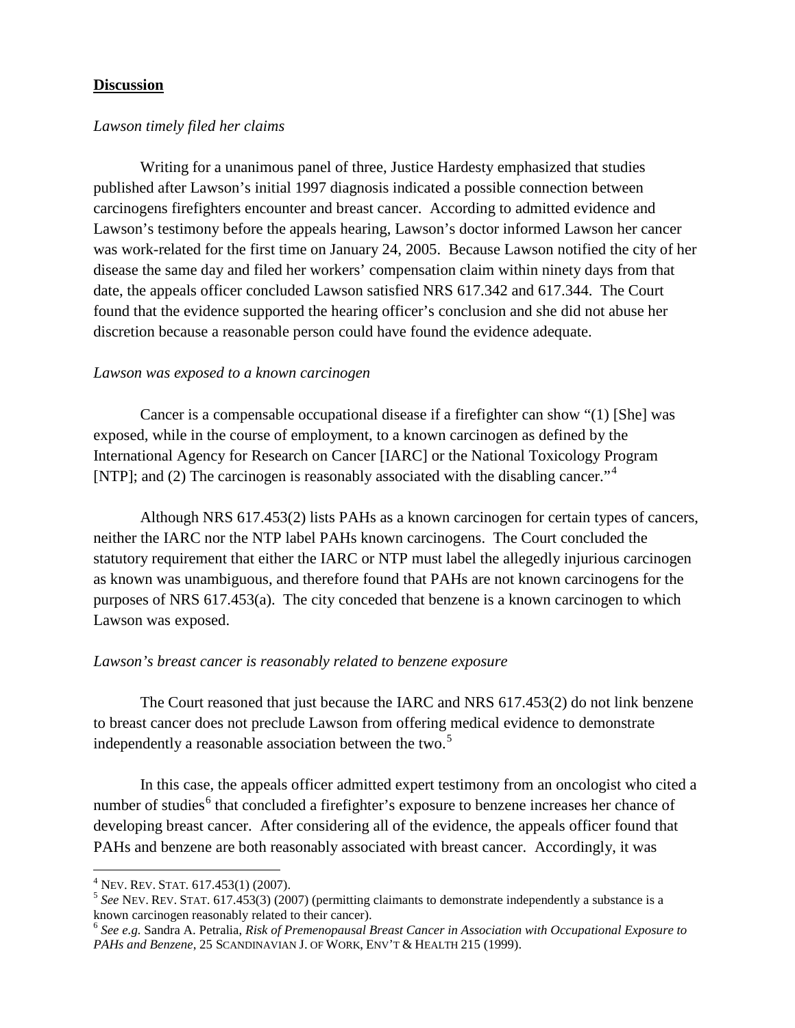## **Discussion**

*Lawson timely filed her claims*

Writing for a unanimous panel of three, Justice Hardesty emphasized that studies published after Lawson's initial 1997 diagnosis indicated a possible connection between carcinogens firefighters encounter and breast cancer. According to admitted evidence and Lawson's testimony before the appeals hearing, Lawson's doctor informed Lawson her cancer was work-related for the first time on January 24, 2005. Because Lawson notified the city of her disease the same day and filed her workers' compensation claim within ninety days from that date, the appeals officer concluded Lawson satisfied NRS 617.342 and 617.344. The Court found that the evidence supported the hearing officer's conclusion and she did not abuse her discretion because a reasonable person could have found the evidence adequate.

*Lawson was exposed to a known carcinogen*

Cancer is a compensable occupational disease if a firefighter can show "(1) [She] was exposed, while in the course of employment, to a known carcinogen as defined by the International Agency for Research on Cancer [IARC] or the National Toxicology Program [NTP]; and (2) The carcinogen is reasonably associated with the disabling cancer."[4]

Although NRS 617.453(2) lists PAHs as a known carcinogen for certain types of cancers, neither the IARC nor the NTP label PAHs known carcinogens. The Court concluded the statutory requirement that either the IARC or NTP must label the allegedly injurious carcinogen as known was unambiguous, and therefore found that PAHs are not known carcinogens for the purposes of NRS 617.453(a). The city conceded that benzene is a known carcinogen to which Lawson was exposed.

*Lawson's breast cancer is reasonably related to benzene exposure*

The Court reasoned that just because the IARC and NRS 617.453(2) do not link benzene to breast cancer does not preclude Lawson from offering medical evidence to demonstrate independently a reasonable association between the two.[5]

In this case, the appeals officer admitted expert testimony from an oncologist who cited a number of studies[6] that concluded a firefighter's exposure to benzene increases her chance of developing breast cancer. After considering all of the evidence, the appeals officer found that PAHs and benzene are both reasonably associated with breast cancer. Accordingly, it was

---

[4] NEV. REV. STAT. 617.453(1) (2007).

[5] *See* NEV. REV. STAT. 617.453(3) (2007) (permitting claimants to demonstrate independently a substance is a known carcinogen reasonably related to their cancer).

[6] *See e.g.* Sandra A. Petralia, *Risk of Premenopausal Breast Cancer in Association with Occupational Exposure to PAHs and Benzene*, 25 SCANDINAVIAN J. OF WORK, ENV'T & HEALTH 215 (1999).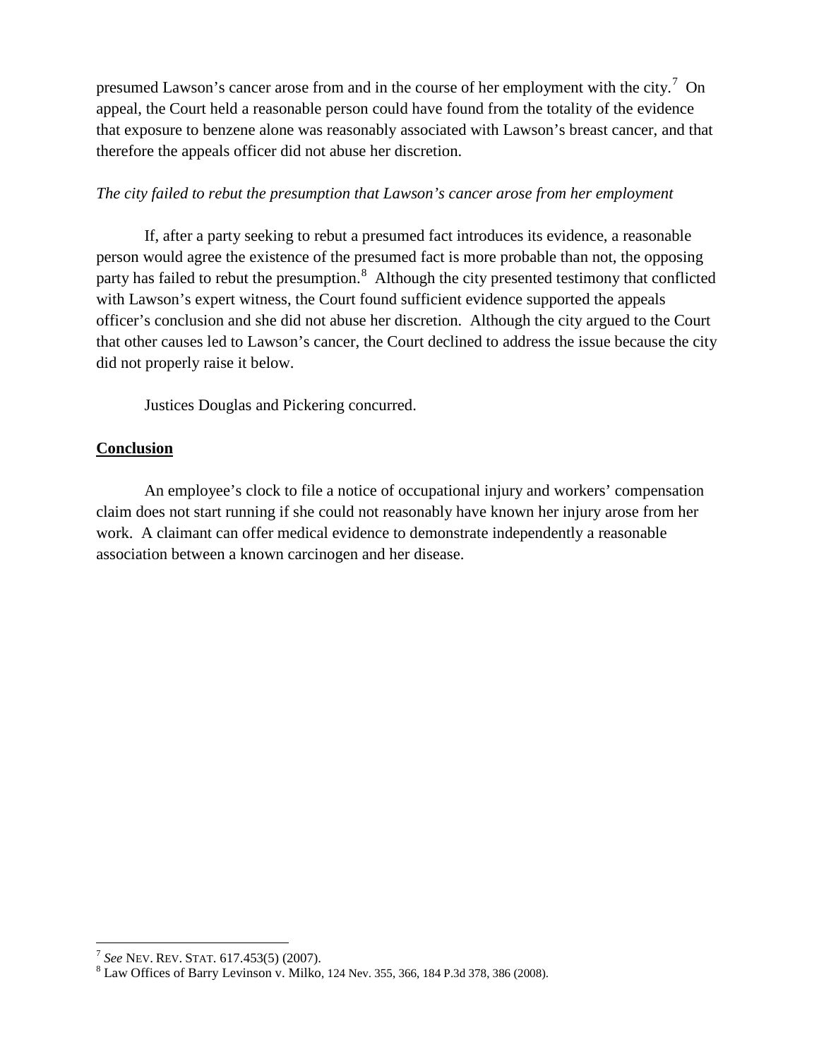presumed Lawson's cancer arose from and in the course of her employment with the city.[7] On appeal, the Court held a reasonable person could have found from the totality of the evidence that exposure to benzene alone was reasonably associated with Lawson's breast cancer, and that therefore the appeals officer did not abuse her discretion.

*The city failed to rebut the presumption that Lawson's cancer arose from her employment*

If, after a party seeking to rebut a presumed fact introduces its evidence, a reasonable person would agree the existence of the presumed fact is more probable than not, the opposing party has failed to rebut the presumption.[8] Although the city presented testimony that conflicted with Lawson's expert witness, the Court found sufficient evidence supported the appeals officer's conclusion and she did not abuse her discretion. Although the city argued to the Court that other causes led to Lawson's cancer, the Court declined to address the issue because the city did not properly raise it below.

Justices Douglas and Pickering concurred.

**Conclusion**

An employee's clock to file a notice of occupational injury and workers' compensation claim does not start running if she could not reasonably have known her injury arose from her work. A claimant can offer medical evidence to demonstrate independently a reasonable association between a known carcinogen and her disease.

---

[7] *See* NEV. REV. STAT. 617.453(5) (2007).

[8] Law Offices of Barry Levinson v. Milko, 124 Nev. 355, 366, 184 P.3d 378, 386 (2008).